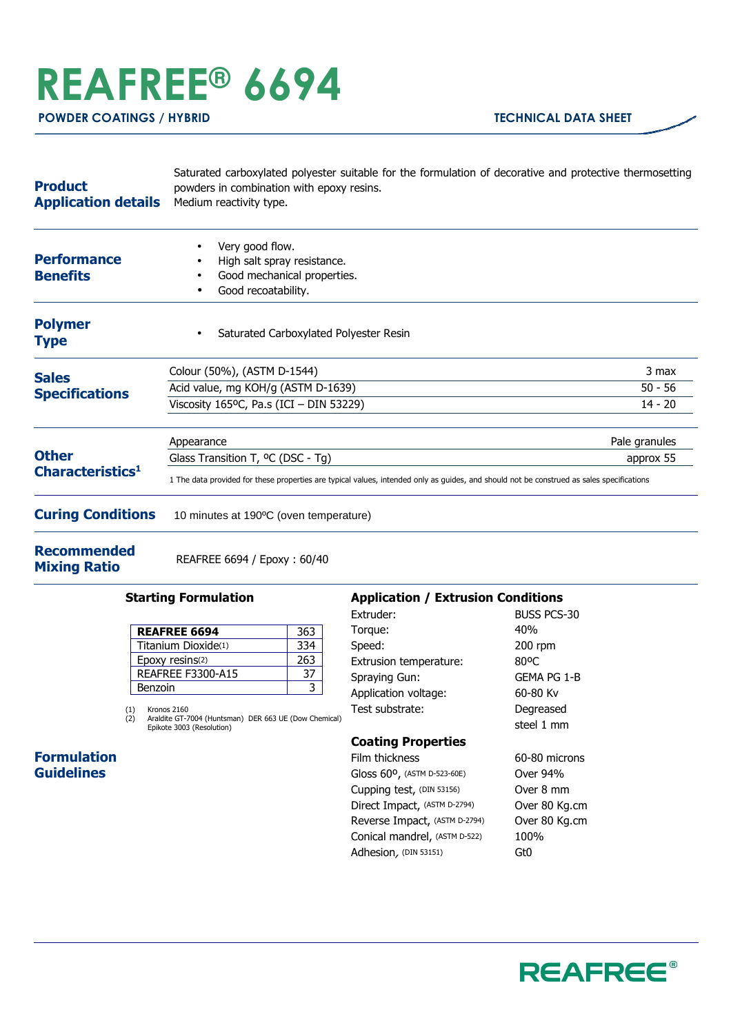# REAFREE® 6694

**POWDER COATINGS / HYBRID** — **TECHNICAL DATA SHEET**

## Product Application details

Saturated carboxylated polyester suitable for the formulation of decorative and protective thermosetting powders in combination with epoxy resins.
Medium reactivity type.

## Performance Benefits

- Very good flow.
- High salt spray resistance.
- Good mechanical properties.
- Good recoatability.

## Polymer Type

- Saturated Carboxylated Polyester Resin

## Sales Specifications

| Property | Value |
|---|---|
| Colour (50%), (ASTM D-1544) | 3 max |
| Acid value, mg KOH/g (ASTM D-1639) | 50 - 56 |
| Viscosity 165ºC, Pa.s (ICI – DIN 53229) | 14 - 20 |

## Other Characteristics[1]

| Property | Value |
|---|---|
| Appearance | Pale granules |
| Glass Transition T, ºC (DSC - Tg) | approx 55 |

1 The data provided for these properties are typical values, intended only as guides, and should not be construed as sales specifications

## Curing Conditions

10 minutes at 190ºC (oven temperature)

## Recommended Mixing Ratio

REAFREE 6694 / Epoxy : 60/40

## Formulation Guidelines

### Starting Formulation

| **REAFREE 6694** | 363 |
|---|---|
| Titanium Dioxide(1) | 334 |
| Epoxy resins(2) | 263 |
| REAFREE F3300-A15 | 37 |
| Benzoin | 3 |

(1) Kronos 2160
(2) Araldite GT-7004 (Huntsman) DER 663 UE (Dow Chemical) Epikote 3003 (Resolution)

### Application / Extrusion Conditions

| | |
|---|---|
| Extruder: | BUSS PCS-30 |
| Torque: | 40% |
| Speed: | 200 rpm |
| Extrusion temperature: | 80ºC |
| Spraying Gun: | GEMA PG 1-B |
| Application voltage: | 60-80 Kv |
| Test substrate: | Degreased steel 1 mm |

### Coating Properties

| | |
|---|---|
| Film thickness | 60-80 microns |
| Gloss 60º, (ASTM D-523-60E) | Over 94% |
| Cupping test, (DIN 53156) | Over 8 mm |
| Direct Impact, (ASTM D-2794) | Over 80 Kg.cm |
| Reverse Impact, (ASTM D-2794) | Over 80 Kg.cm |
| Conical mandrel, (ASTM D-522) | 100% |
| Adhesion, (DIN 53151) | Gt0 |

REAFREE®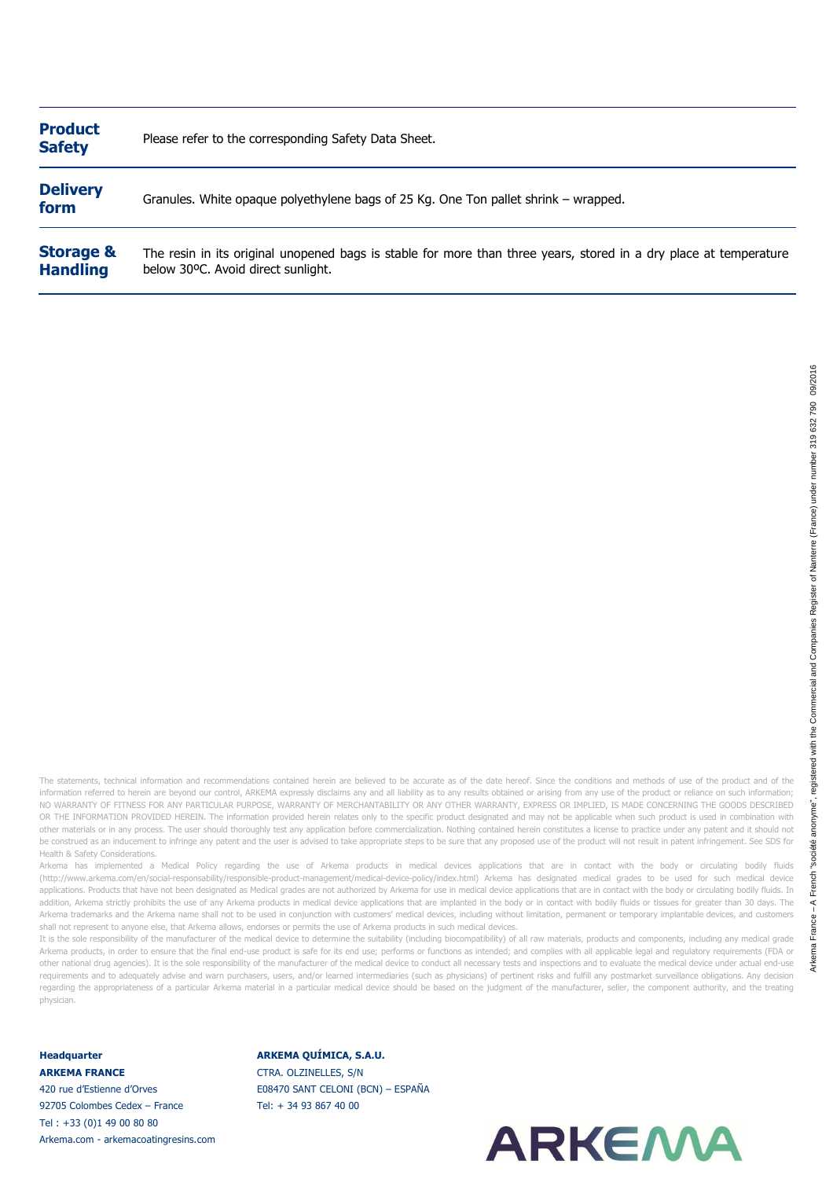| | |
|---|---|
| **Product Safety** | Please refer to the corresponding Safety Data Sheet. |
| **Delivery form** | Granules. White opaque polyethylene bags of 25 Kg. One Ton pallet shrink – wrapped. |
| **Storage & Handling** | The resin in its original unopened bags is stable for more than three years, stored in a dry place at temperature below 30ºC. Avoid direct sunlight. |

The statements, technical information and recommendations contained herein are believed to be accurate as of the date hereof. Since the conditions and methods of use of the product and of the information referred to herein are beyond our control, ARKEMA expressly disclaims any and all liability as to any results obtained or arising from any use of the product or reliance on such information; NO WARRANTY OF FITNESS FOR ANY PARTICULAR PURPOSE, WARRANTY OF MERCHANTABILITY OR ANY OTHER WARRANTY, EXPRESS OR IMPLIED, IS MADE CONCERNING THE GOODS DESCRIBED OR THE INFORMATION PROVIDED HEREIN. The information provided herein relates only to the specific product designated and may not be applicable when such product is used in combination with other materials or in any process. The user should thoroughly test any application before commercialization. Nothing contained herein constitutes a license to practice under any patent and it should not be construed as an inducement to infringe any patent and the user is advised to take appropriate steps to be sure that any proposed use of the product will not result in patent infringement. See SDS for Health & Safety Considerations.

Arkema has implemented a Medical Policy regarding the use of Arkema products in medical devices applications that are in contact with the body or circulating bodily fluids (http://www.arkema.com/en/social-responsability/responsible-product-management/medical-device-policy/index.html) Arkema has designated medical grades to be used for such medical device applications. Products that have not been designated as Medical grades are not authorized by Arkema for use in medical device applications that are in contact with the body or circulating bodily fluids. In addition, Arkema strictly prohibits the use of any Arkema products in medical device applications that are implanted in the body or in contact with bodily fluids or tissues for greater than 30 days. The Arkema trademarks and the Arkema name shall not to be used in conjunction with customers' medical devices, including without limitation, permanent or temporary implantable devices, and customers shall not represent to anyone else, that Arkema allows, endorses or permits the use of Arkema products in such medical devices.

It is the sole responsibility of the manufacturer of the medical device to determine the suitability (including biocompatibility) of all raw materials, products and components, including any medical grade Arkema products, in order to ensure that the final end-use product is safe for its end use; performs or functions as intended; and complies with all applicable legal and regulatory requirements (FDA or other national drug agencies). It is the sole responsibility of the manufacturer of the medical device to conduct all necessary tests and inspections and to evaluate the medical device under actual end-use requirements and to adequately advise and warn purchasers, users, and/or learned intermediaries (such as physicians) of pertinent risks and fulfill any postmarket surveillance obligations. Any decision regarding the appropriateness of a particular Arkema material in a particular medical device should be based on the judgment of the manufacturer, seller, the component authority, and the treating physician.

**Headquarter**
**ARKEMA FRANCE**
420 rue d'Estienne d'Orves
92705 Colombes Cedex – France
Tel : +33 (0)1 49 00 80 80
Arkema.com - arkemacoatingresins.com

**ARKEMA QUÍMICA, S.A.U.**
CTRA. OLZINELLES, S/N
E08470 SANT CELONI (BCN) – ESPAÑA
Tel: + 34 93 867 40 00

ARKEMA

Arkema France – A French "société anonyme", registered with the Commercial and Companies Register of Nanterre (France) under number 319 632 790 09/2016